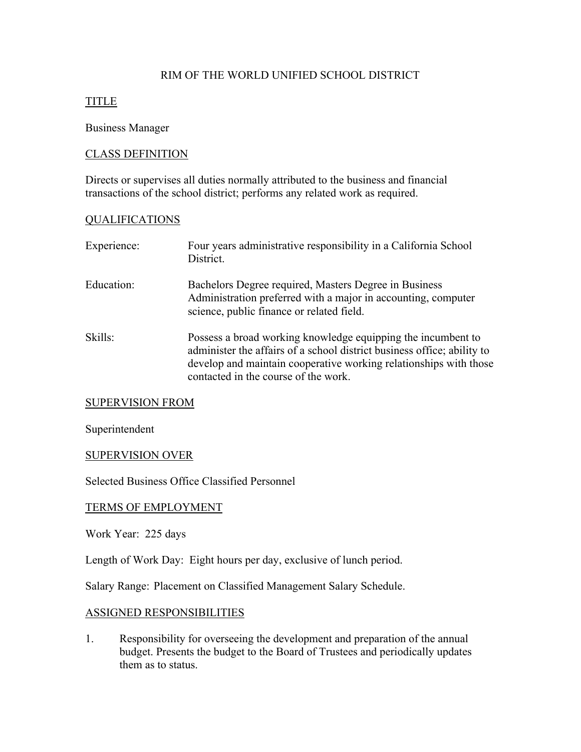# RIM OF THE WORLD UNIFIED SCHOOL DISTRICT

## TITLE

Business Manager

## CLASS DEFINITION

Directs or supervises all duties normally attributed to the business and financial transactions of the school district; performs any related work as required.

## QUALIFICATIONS

| | |
|---|---|
| Experience: | Four years administrative responsibility in a California School District. |
| Education: | Bachelors Degree required, Masters Degree in Business Administration preferred with a major in accounting, computer science, public finance or related field. |
| Skills: | Possess a broad working knowledge equipping the incumbent to administer the affairs of a school district business office; ability to develop and maintain cooperative working relationships with those contacted in the course of the work. |

## SUPERVISION FROM

Superintendent

## SUPERVISION OVER

Selected Business Office Classified Personnel

## TERMS OF EMPLOYMENT

Work Year: 225 days

Length of Work Day: Eight hours per day, exclusive of lunch period.

Salary Range: Placement on Classified Management Salary Schedule.

## ASSIGNED RESPONSIBILITIES

1. Responsibility for overseeing the development and preparation of the annual budget. Presents the budget to the Board of Trustees and periodically updates them as to status.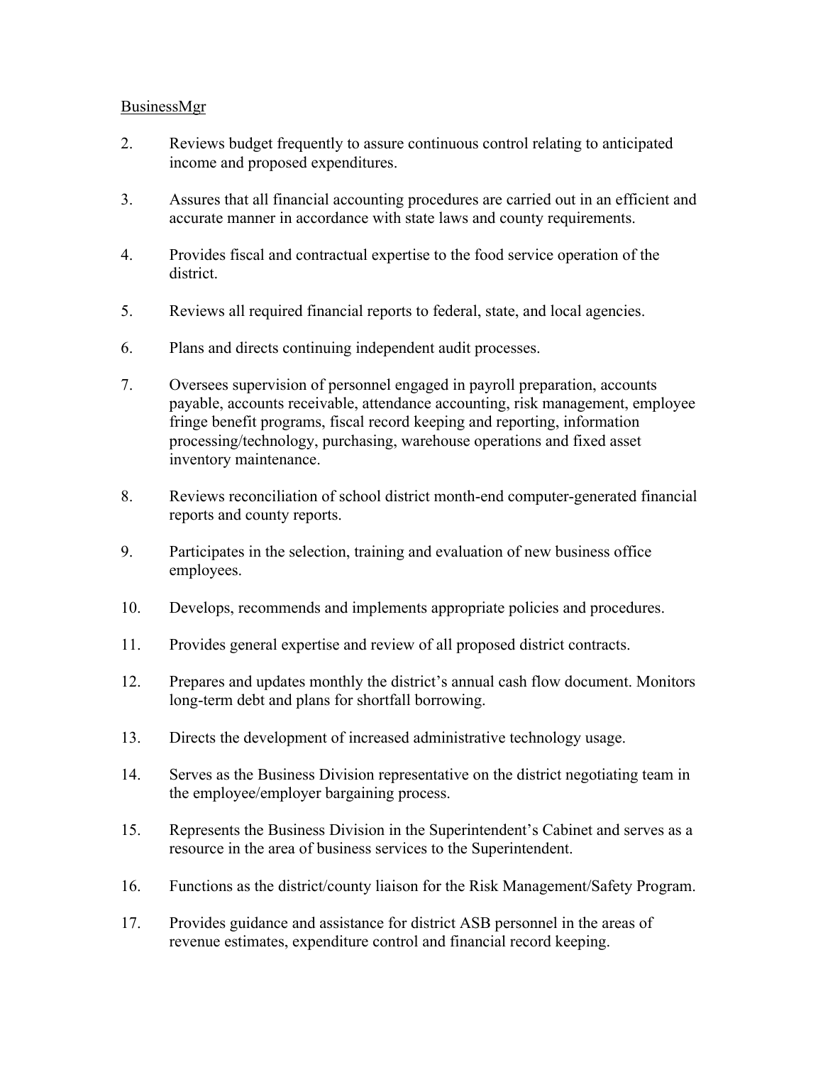2. Reviews budget frequently to assure continuous control relating to anticipated income and proposed expenditures.

3. Assures that all financial accounting procedures are carried out in an efficient and accurate manner in accordance with state laws and county requirements.

4. Provides fiscal and contractual expertise to the food service operation of the district.

5. Reviews all required financial reports to federal, state, and local agencies.

6. Plans and directs continuing independent audit processes.

7. Oversees supervision of personnel engaged in payroll preparation, accounts payable, accounts receivable, attendance accounting, risk management, employee fringe benefit programs, fiscal record keeping and reporting, information processing/technology, purchasing, warehouse operations and fixed asset inventory maintenance.

8. Reviews reconciliation of school district month-end computer-generated financial reports and county reports.

9. Participates in the selection, training and evaluation of new business office employees.

10. Develops, recommends and implements appropriate policies and procedures.

11. Provides general expertise and review of all proposed district contracts.

12. Prepares and updates monthly the district's annual cash flow document. Monitors long-term debt and plans for shortfall borrowing.

13. Directs the development of increased administrative technology usage.

14. Serves as the Business Division representative on the district negotiating team in the employee/employer bargaining process.

15. Represents the Business Division in the Superintendent's Cabinet and serves as a resource in the area of business services to the Superintendent.

16. Functions as the district/county liaison for the Risk Management/Safety Program.

17. Provides guidance and assistance for district ASB personnel in the areas of revenue estimates, expenditure control and financial record keeping.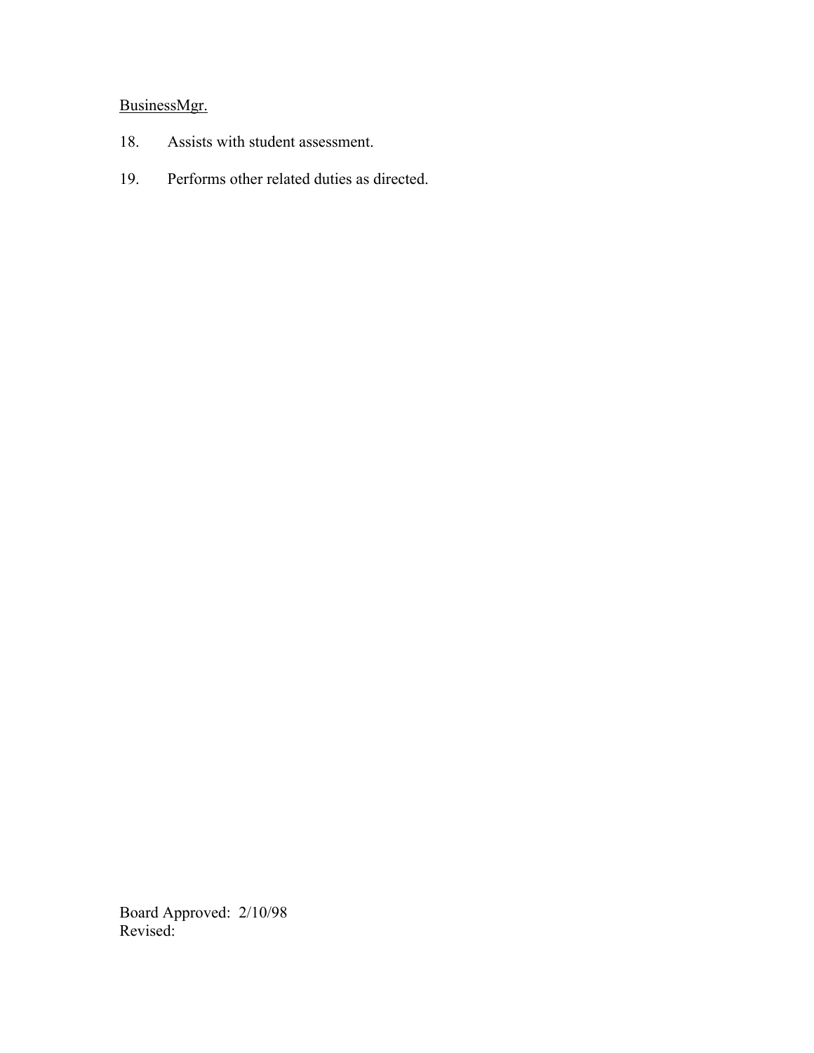18. Assists with student assessment.

19. Performs other related duties as directed.

Board Approved: 2/10/98
Revised: